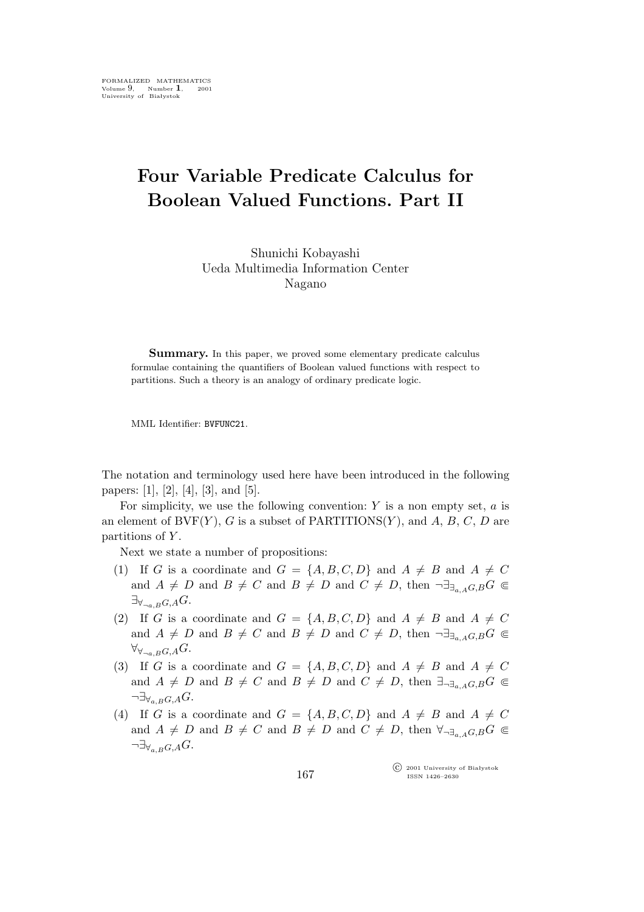# Four Variable Predicate Calculus for Boolean Valued Functions. Part II

Shunichi Kobayashi
Ueda Multimedia Information Center
Nagano

**Summary.** In this paper, we proved some elementary predicate calculus formulae containing the quantifiers of Boolean valued functions with respect to partitions. Such a theory is an analogy of ordinary predicate logic.

MML Identifier: BVFUNC21.

The notation and terminology used here have been introduced in the following papers: [1], [2], [4], [3], and [5].

For simplicity, we use the following convention: $Y$ is a non empty set, $a$ is an element of $\mathrm{BVF}(Y)$, $G$ is a subset of $\mathrm{PARTITIONS}(Y)$, and $A$, $B$, $C$, $D$ are partitions of $Y$.

Next we state a number of propositions:

(1) If $G$ is a coordinate and $G = \{A, B, C, D\}$ and $A \neq B$ and $A \neq C$ and $A \neq D$ and $B \neq C$ and $B \neq D$ and $C \neq D$, then $\neg \exists_{\exists_{a,A}G,B} G \Subset \exists_{\forall_{\neg a,B}G,A} G$.

(2) If $G$ is a coordinate and $G = \{A, B, C, D\}$ and $A \neq B$ and $A \neq C$ and $A \neq D$ and $B \neq C$ and $B \neq D$ and $C \neq D$, then $\neg \exists_{\exists_{a,A}G,B} G \Subset \forall_{\forall_{\neg a,B}G,A} G$.

(3) If $G$ is a coordinate and $G = \{A, B, C, D\}$ and $A \neq B$ and $A \neq C$ and $A \neq D$ and $B \neq C$ and $B \neq D$ and $C \neq D$, then $\exists_{\neg \exists_{a,A}G,B} G \Subset \neg \exists_{\forall_{a,B}G,A} G$.

(4) If $G$ is a coordinate and $G = \{A, B, C, D\}$ and $A \neq B$ and $A \neq C$ and $A \neq D$ and $B \neq C$ and $B \neq D$ and $C \neq D$, then $\forall_{\neg \exists_{a,A}G,B} G \Subset \neg \exists_{\forall_{a,B}G,A} G$.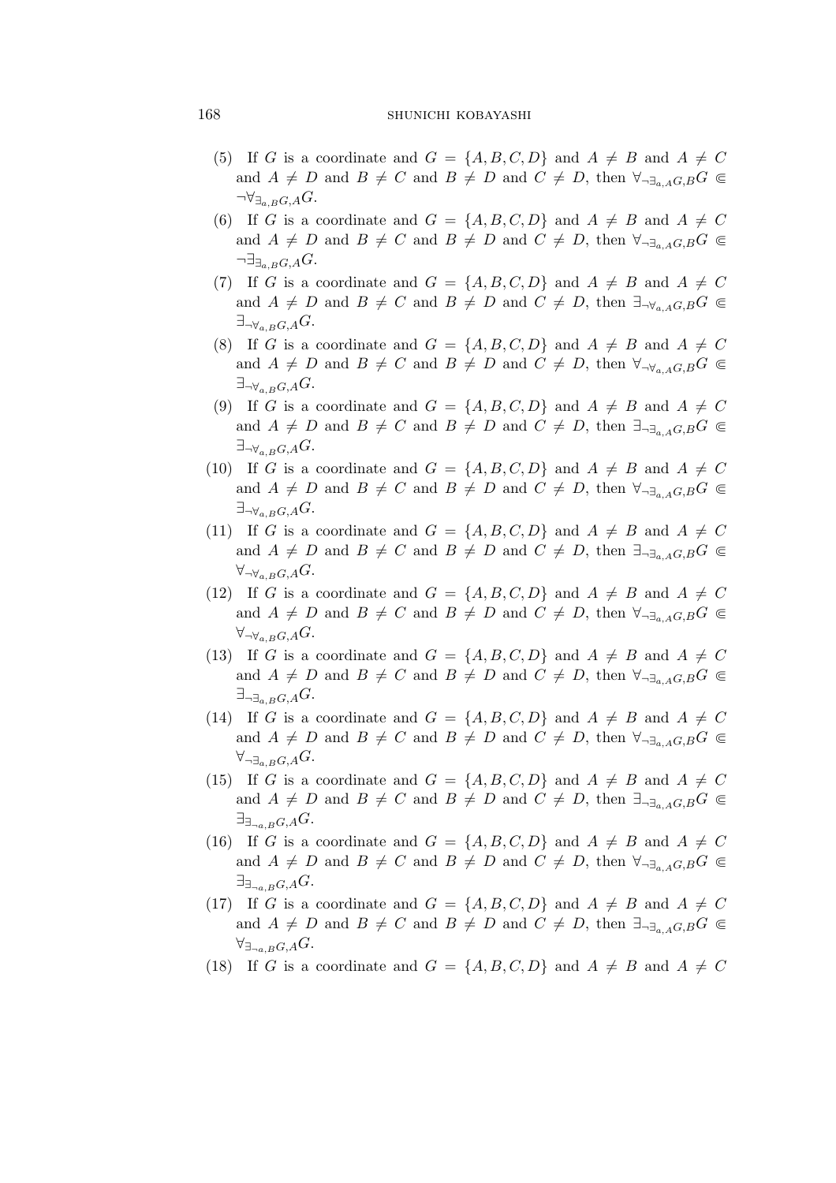(5) If $G$ is a coordinate and $G = \{A, B, C, D\}$ and $A \neq B$ and $A \neq C$ and $A \neq D$ and $B \neq C$ and $B \neq D$ and $C \neq D$, then $\forall_{\neg \exists_{a,A} G, B} G \Subset \neg \forall_{\exists_{a,B} G, A} G$.

(6) If $G$ is a coordinate and $G = \{A, B, C, D\}$ and $A \neq B$ and $A \neq C$ and $A \neq D$ and $B \neq C$ and $B \neq D$ and $C \neq D$, then $\forall_{\neg \exists_{a,A} G, B} G \Subset \neg \exists_{\exists_{a,B} G, A} G$.

(7) If $G$ is a coordinate and $G = \{A, B, C, D\}$ and $A \neq B$ and $A \neq C$ and $A \neq D$ and $B \neq C$ and $B \neq D$ and $C \neq D$, then $\exists_{\neg \forall_{a,A} G, B} G \Subset \exists_{\neg \forall_{a,B} G, A} G$.

(8) If $G$ is a coordinate and $G = \{A, B, C, D\}$ and $A \neq B$ and $A \neq C$ and $A \neq D$ and $B \neq C$ and $B \neq D$ and $C \neq D$, then $\forall_{\neg \forall_{a,A} G, B} G \Subset \exists_{\neg \forall_{a,B} G, A} G$.

(9) If $G$ is a coordinate and $G = \{A, B, C, D\}$ and $A \neq B$ and $A \neq C$ and $A \neq D$ and $B \neq C$ and $B \neq D$ and $C \neq D$, then $\exists_{\neg \exists_{a,A} G, B} G \Subset \exists_{\neg \forall_{a,B} G, A} G$.

(10) If $G$ is a coordinate and $G = \{A, B, C, D\}$ and $A \neq B$ and $A \neq C$ and $A \neq D$ and $B \neq C$ and $B \neq D$ and $C \neq D$, then $\forall_{\neg \exists_{a,A} G, B} G \Subset \exists_{\neg \forall_{a,B} G, A} G$.

(11) If $G$ is a coordinate and $G = \{A, B, C, D\}$ and $A \neq B$ and $A \neq C$ and $A \neq D$ and $B \neq C$ and $B \neq D$ and $C \neq D$, then $\exists_{\neg \exists_{a,A} G, B} G \Subset \forall_{\neg \forall_{a,B} G, A} G$.

(12) If $G$ is a coordinate and $G = \{A, B, C, D\}$ and $A \neq B$ and $A \neq C$ and $A \neq D$ and $B \neq C$ and $B \neq D$ and $C \neq D$, then $\forall_{\neg \exists_{a,A} G, B} G \Subset \forall_{\neg \forall_{a,B} G, A} G$.

(13) If $G$ is a coordinate and $G = \{A, B, C, D\}$ and $A \neq B$ and $A \neq C$ and $A \neq D$ and $B \neq C$ and $B \neq D$ and $C \neq D$, then $\forall_{\neg \exists_{a,A} G, B} G \Subset \exists_{\neg \exists_{a,B} G, A} G$.

(14) If $G$ is a coordinate and $G = \{A, B, C, D\}$ and $A \neq B$ and $A \neq C$ and $A \neq D$ and $B \neq C$ and $B \neq D$ and $C \neq D$, then $\forall_{\neg \exists_{a,A} G, B} G \Subset \forall_{\neg \exists_{a,B} G, A} G$.

(15) If $G$ is a coordinate and $G = \{A, B, C, D\}$ and $A \neq B$ and $A \neq C$ and $A \neq D$ and $B \neq C$ and $B \neq D$ and $C \neq D$, then $\exists_{\neg \exists_{a,A} G, B} G \Subset \exists_{\exists_{\neg a,B} G, A} G$.

(16) If $G$ is a coordinate and $G = \{A, B, C, D\}$ and $A \neq B$ and $A \neq C$ and $A \neq D$ and $B \neq C$ and $B \neq D$ and $C \neq D$, then $\forall_{\neg \exists_{a,A} G, B} G \Subset \exists_{\exists_{\neg a,B} G, A} G$.

(17) If $G$ is a coordinate and $G = \{A, B, C, D\}$ and $A \neq B$ and $A \neq C$ and $A \neq D$ and $B \neq C$ and $B \neq D$ and $C \neq D$, then $\exists_{\neg \exists_{a,A} G, B} G \Subset \forall_{\exists_{\neg a,B} G, A} G$.

(18) If $G$ is a coordinate and $G = \{A, B, C, D\}$ and $A \neq B$ and $A \neq C$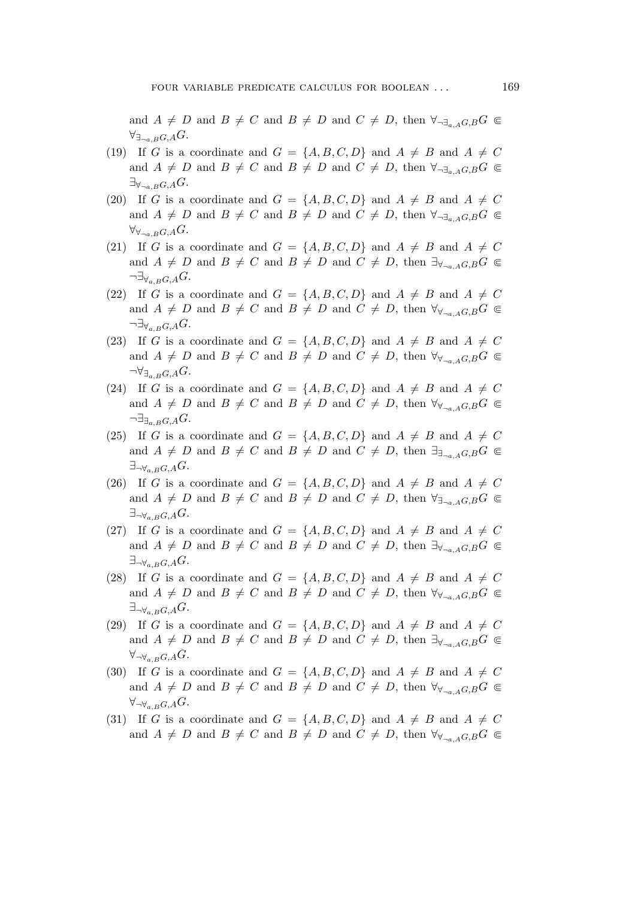and $A \neq D$ and $B \neq C$ and $B \neq D$ and $C \neq D$, then $\forall_{\neg\exists_{a,A}G,B}G \Subset \forall_{\exists_{\neg a,B}G,A}G$.

(19) If $G$ is a coordinate and $G = \{A, B, C, D\}$ and $A \neq B$ and $A \neq C$ and $A \neq D$ and $B \neq C$ and $B \neq D$ and $C \neq D$, then $\forall_{\neg\exists_{a,A}G,B}G \Subset \exists_{\forall_{\neg a,B}G,A}G$.

(20) If $G$ is a coordinate and $G = \{A, B, C, D\}$ and $A \neq B$ and $A \neq C$ and $A \neq D$ and $B \neq C$ and $B \neq D$ and $C \neq D$, then $\forall_{\neg\exists_{a,A}G,B}G \Subset \forall_{\forall_{\neg a,B}G,A}G$.

(21) If $G$ is a coordinate and $G = \{A, B, C, D\}$ and $A \neq B$ and $A \neq C$ and $A \neq D$ and $B \neq C$ and $B \neq D$ and $C \neq D$, then $\exists_{\forall_{\neg a,A}G,B}G \Subset \neg\exists_{\forall_{a,B}G,A}G$.

(22) If $G$ is a coordinate and $G = \{A, B, C, D\}$ and $A \neq B$ and $A \neq C$ and $A \neq D$ and $B \neq C$ and $B \neq D$ and $C \neq D$, then $\forall_{\forall_{\neg a,A}G,B}G \Subset \neg\exists_{\forall_{a,B}G,A}G$.

(23) If $G$ is a coordinate and $G = \{A, B, C, D\}$ and $A \neq B$ and $A \neq C$ and $A \neq D$ and $B \neq C$ and $B \neq D$ and $C \neq D$, then $\forall_{\forall_{\neg a,A}G,B}G \Subset \neg\forall_{\exists_{a,B}G,A}G$.

(24) If $G$ is a coordinate and $G = \{A, B, C, D\}$ and $A \neq B$ and $A \neq C$ and $A \neq D$ and $B \neq C$ and $B \neq D$ and $C \neq D$, then $\forall_{\forall_{\neg a,A}G,B}G \Subset \neg\exists_{\exists_{a,B}G,A}G$.

(25) If $G$ is a coordinate and $G = \{A, B, C, D\}$ and $A \neq B$ and $A \neq C$ and $A \neq D$ and $B \neq C$ and $B \neq D$ and $C \neq D$, then $\exists_{\exists_{\neg a,A}G,B}G \Subset \exists_{\neg\forall_{a,B}G,A}G$.

(26) If $G$ is a coordinate and $G = \{A, B, C, D\}$ and $A \neq B$ and $A \neq C$ and $A \neq D$ and $B \neq C$ and $B \neq D$ and $C \neq D$, then $\forall_{\exists_{\neg a,A}G,B}G \Subset \exists_{\neg\forall_{a,B}G,A}G$.

(27) If $G$ is a coordinate and $G = \{A, B, C, D\}$ and $A \neq B$ and $A \neq C$ and $A \neq D$ and $B \neq C$ and $B \neq D$ and $C \neq D$, then $\exists_{\forall_{\neg a,A}G,B}G \Subset \exists_{\neg\forall_{a,B}G,A}G$.

(28) If $G$ is a coordinate and $G = \{A, B, C, D\}$ and $A \neq B$ and $A \neq C$ and $A \neq D$ and $B \neq C$ and $B \neq D$ and $C \neq D$, then $\forall_{\forall_{\neg a,A}G,B}G \Subset \exists_{\neg\forall_{a,B}G,A}G$.

(29) If $G$ is a coordinate and $G = \{A, B, C, D\}$ and $A \neq B$ and $A \neq C$ and $A \neq D$ and $B \neq C$ and $B \neq D$ and $C \neq D$, then $\exists_{\forall_{\neg a,A}G,B}G \Subset \forall_{\neg\forall_{a,B}G,A}G$.

(30) If $G$ is a coordinate and $G = \{A, B, C, D\}$ and $A \neq B$ and $A \neq C$ and $A \neq D$ and $B \neq C$ and $B \neq D$ and $C \neq D$, then $\forall_{\forall_{\neg a,A}G,B}G \Subset \forall_{\neg\forall_{a,B}G,A}G$.

(31) If $G$ is a coordinate and $G = \{A, B, C, D\}$ and $A \neq B$ and $A \neq C$ and $A \neq D$ and $B \neq C$ and $B \neq D$ and $C \neq D$, then $\forall_{\forall_{\neg a,A}G,B}G \Subset$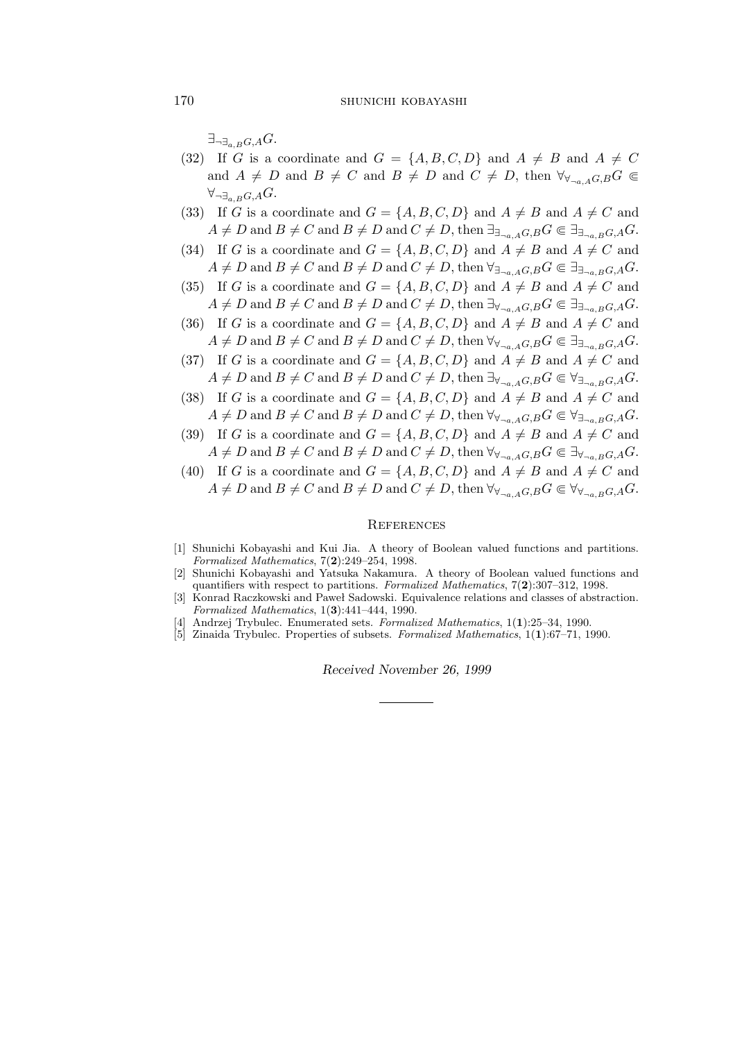$\exists_{\neg \exists_{a,B}G,A}G$.

(32) If $G$ is a coordinate and $G = \{A, B, C, D\}$ and $A \neq B$ and $A \neq C$ and $A \neq D$ and $B \neq C$ and $B \neq D$ and $C \neq D$, then $\forall_{\forall_{\neg a,A}G,B}G \Subset \forall_{\neg \exists_{a,B}G,A}G$.

(33) If $G$ is a coordinate and $G = \{A, B, C, D\}$ and $A \neq B$ and $A \neq C$ and $A \neq D$ and $B \neq C$ and $B \neq D$ and $C \neq D$, then $\exists_{\exists_{\neg a,A}G,B}G \Subset \exists_{\exists_{\neg a,B}G,A}G$.

(34) If $G$ is a coordinate and $G = \{A, B, C, D\}$ and $A \neq B$ and $A \neq C$ and $A \neq D$ and $B \neq C$ and $B \neq D$ and $C \neq D$, then $\forall_{\exists_{\neg a,A}G,B}G \Subset \exists_{\exists_{\neg a,B}G,A}G$.

(35) If $G$ is a coordinate and $G = \{A, B, C, D\}$ and $A \neq B$ and $A \neq C$ and $A \neq D$ and $B \neq C$ and $B \neq D$ and $C \neq D$, then $\exists_{\forall_{\neg a,A}G,B}G \Subset \exists_{\exists_{\neg a,B}G,A}G$.

(36) If $G$ is a coordinate and $G = \{A, B, C, D\}$ and $A \neq B$ and $A \neq C$ and $A \neq D$ and $B \neq C$ and $B \neq D$ and $C \neq D$, then $\forall_{\forall_{\neg a,A}G,B}G \Subset \exists_{\exists_{\neg a,B}G,A}G$.

(37) If $G$ is a coordinate and $G = \{A, B, C, D\}$ and $A \neq B$ and $A \neq C$ and $A \neq D$ and $B \neq C$ and $B \neq D$ and $C \neq D$, then $\exists_{\forall_{\neg a,A}G,B}G \Subset \forall_{\exists_{\neg a,B}G,A}G$.

(38) If $G$ is a coordinate and $G = \{A, B, C, D\}$ and $A \neq B$ and $A \neq C$ and $A \neq D$ and $B \neq C$ and $B \neq D$ and $C \neq D$, then $\forall_{\forall_{\neg a,A}G,B}G \Subset \forall_{\exists_{\neg a,B}G,A}G$.

(39) If $G$ is a coordinate and $G = \{A, B, C, D\}$ and $A \neq B$ and $A \neq C$ and $A \neq D$ and $B \neq C$ and $B \neq D$ and $C \neq D$, then $\forall_{\forall_{\neg a,A}G,B}G \Subset \exists_{\forall_{\neg a,B}G,A}G$.

(40) If $G$ is a coordinate and $G = \{A, B, C, D\}$ and $A \neq B$ and $A \neq C$ and $A \neq D$ and $B \neq C$ and $B \neq D$ and $C \neq D$, then $\forall_{\forall_{\neg a,A}G,B}G \Subset \forall_{\forall_{\neg a,B}G,A}G$.

## References

[1] Shunichi Kobayashi and Kui Jia. A theory of Boolean valued functions and partitions. *Formalized Mathematics*, 7(**2**):249–254, 1998.

[2] Shunichi Kobayashi and Yatsuka Nakamura. A theory of Boolean valued functions and quantifiers with respect to partitions. *Formalized Mathematics*, 7(**2**):307–312, 1998.

[3] Konrad Raczkowski and Paweł Sadowski. Equivalence relations and classes of abstraction. *Formalized Mathematics*, 1(**3**):441–444, 1990.

[4] Andrzej Trybulec. Enumerated sets. *Formalized Mathematics*, 1(**1**):25–34, 1990.

[5] Zinaida Trybulec. Properties of subsets. *Formalized Mathematics*, 1(**1**):67–71, 1990.

*Received November 26, 1999*